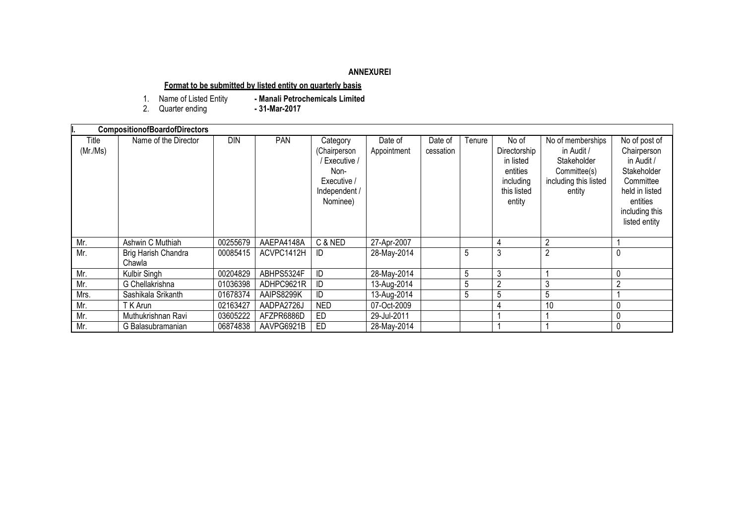**ANNEXUREI**

**Format to be submitted by listed entity on quarterly basis**

1. Name of Listed Entity **- Manali Petrochemicals Limited**
2. Quarter ending **- 31-Mar-2017**

| I. CompositionofBoardofDirectors | | | | | | | | | | |
|---|---|---|---|---|---|---|---|---|---|---|
| Title (Mr./Ms) | Name of the Director | DIN | PAN | Category (Chairperson / Executive / Non-Executive / Independent / Nominee) | Date of Appointment | Date of cessation | Tenure | No of Directorship in listed entities including this listed entity | No of memberships in Audit / Stakeholder Committee(s) including this listed entity | No of post of Chairperson in Audit / Stakeholder Committee held in listed entities including this listed entity |
| Mr. | Ashwin C Muthiah | 00255679 | AAEPA4148A | C & NED | 27-Apr-2007 | | | 4 | 2 | 1 |
| Mr. | Brig Harish Chandra Chawla | 00085415 | ACVPC1412H | ID | 28-May-2014 | | 5 | 3 | 2 | 0 |
| Mr. | Kulbir Singh | 00204829 | ABHPS5324F | ID | 28-May-2014 | | 5 | 3 | 1 | 0 |
| Mr. | G Chellakrishna | 01036398 | ADHPC9621R | ID | 13-Aug-2014 | | 5 | 2 | 3 | 2 |
| Mrs. | Sashikala Srikanth | 01678374 | AAIPS8299K | ID | 13-Aug-2014 | | 5 | 5 | 5 | 1 |
| Mr. | T K Arun | 02163427 | AADPA2726J | NED | 07-Oct-2009 | | | 4 | 10 | 0 |
| Mr. | Muthukrishnan Ravi | 03605222 | AFZPR6886D | ED | 29-Jul-2011 | | | 1 | 1 | 0 |
| Mr. | G Balasubramanian | 06874838 | AAVPG6921B | ED | 28-May-2014 | | | 1 | 1 | 0 |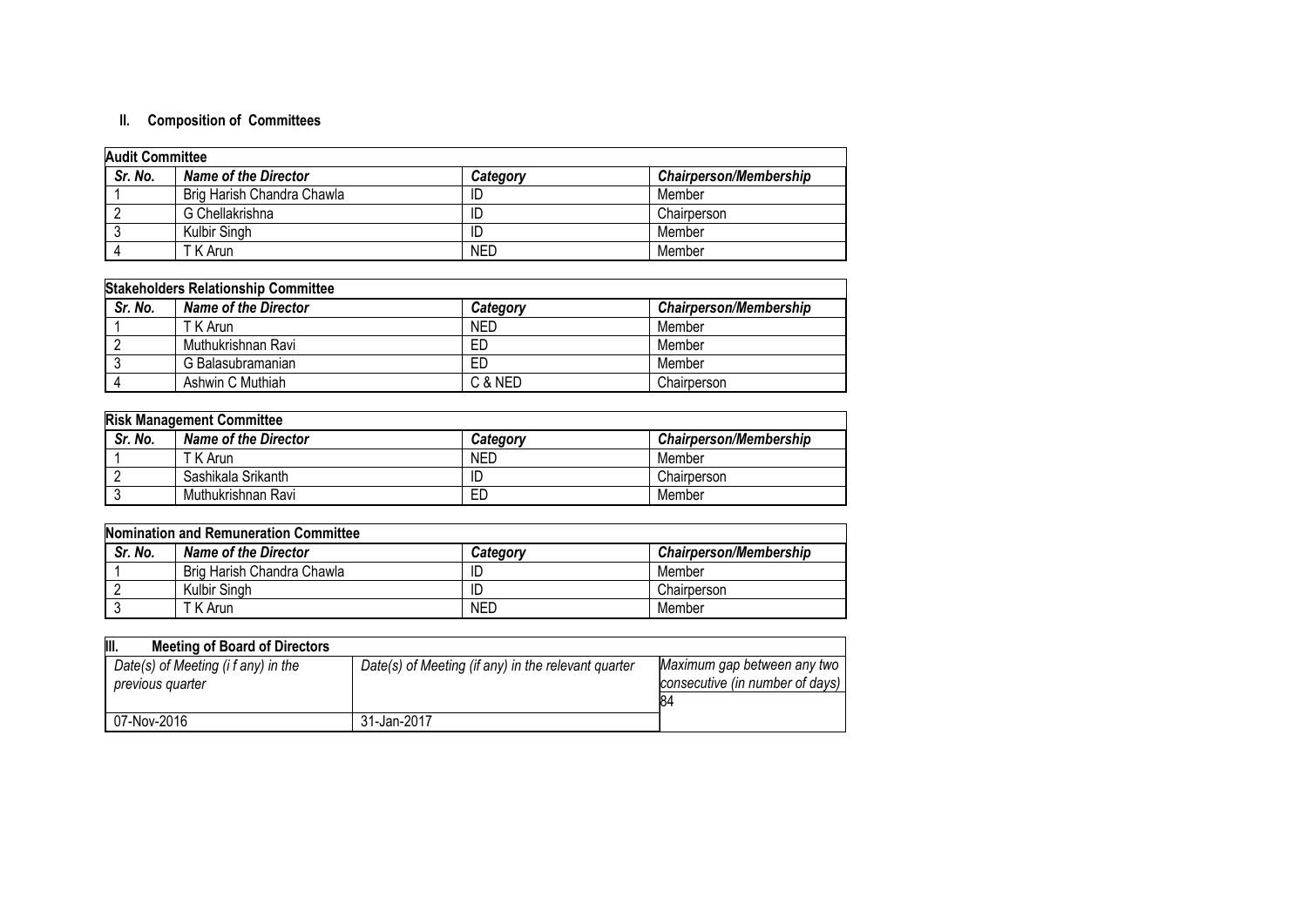## II. Composition of Committees

| **Audit Committee** | | | |
|---|---|---|---|
| ***Sr. No.*** | ***Name of the Director*** | ***Category*** | ***Chairperson/Membership*** |
| 1 | Brig Harish Chandra Chawla | ID | Member |
| 2 | G Chellakrishna | ID | Chairperson |
| 3 | Kulbir Singh | ID | Member |
| 4 | T K Arun | NED | Member |

| **Stakeholders Relationship Committee** | | | |
|---|---|---|---|
| ***Sr. No.*** | ***Name of the Director*** | ***Category*** | ***Chairperson/Membership*** |
| 1 | T K Arun | NED | Member |
| 2 | Muthukrishnan Ravi | ED | Member |
| 3 | G Balasubramanian | ED | Member |
| 4 | Ashwin C Muthiah | C & NED | Chairperson |

| **Risk Management Committee** | | | |
|---|---|---|---|
| ***Sr. No.*** | ***Name of the Director*** | ***Category*** | ***Chairperson/Membership*** |
| 1 | T K Arun | NED | Member |
| 2 | Sashikala Srikanth | ID | Chairperson |
| 3 | Muthukrishnan Ravi | ED | Member |

| **Nomination and Remuneration Committee** | | | |
|---|---|---|---|
| ***Sr. No.*** | ***Name of the Director*** | ***Category*** | ***Chairperson/Membership*** |
| 1 | Brig Harish Chandra Chawla | ID | Member |
| 2 | Kulbir Singh | ID | Chairperson |
| 3 | T K Arun | NED | Member |

| **III. Meeting of Board of Directors** | | |
|---|---|---|
| *Date(s) of Meeting (i f any) in the previous quarter* | *Date(s) of Meeting (if any) in the relevant quarter* | *Maximum gap between any two consecutive (in number of days)* |
| 07-Nov-2016 | 31-Jan-2017 | 84 |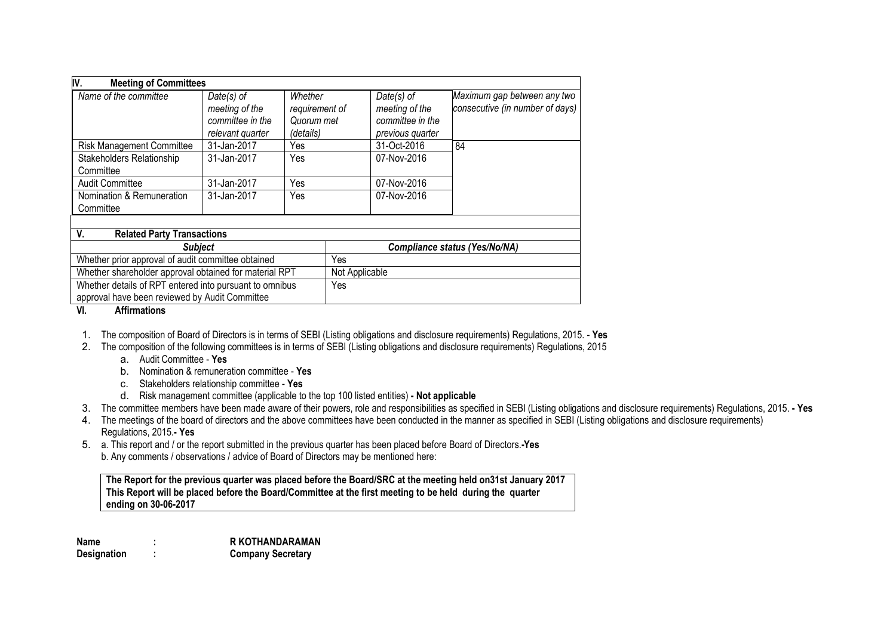## IV. Meeting of Committees

| *Name of the committee* | *Date(s) of meeting of the committee in the relevant quarter* | *Whether requirement of Quorum met (details)* | *Date(s) of meeting of the committee in the previous quarter* | *Maximum gap between any two consecutive (in number of days)* |
|---|---|---|---|---|
| Risk Management Committee | 31-Jan-2017 | Yes | 31-Oct-2016 | 84 |
| Stakeholders Relationship Committee | 31-Jan-2017 | Yes | 07-Nov-2016 | |
| Audit Committee | 31-Jan-2017 | Yes | 07-Nov-2016 | |
| Nomination & Remuneration Committee | 31-Jan-2017 | Yes | 07-Nov-2016 | |

## V. Related Party Transactions

| *Subject* | *Compliance status (Yes/No/NA)* |
|---|---|
| Whether prior approval of audit committee obtained | Yes |
| Whether shareholder approval obtained for material RPT | Not Applicable |
| Whether details of RPT entered into pursuant to omnibus approval have been reviewed by Audit Committee | Yes |

## VI. Affirmations

1. The composition of Board of Directors is in terms of SEBI (Listing obligations and disclosure requirements) Regulations, 2015. - **Yes**
2. The composition of the following committees is in terms of SEBI (Listing obligations and disclosure requirements) Regulations, 2015
   a. Audit Committee - **Yes**
   b. Nomination & remuneration committee - **Yes**
   c. Stakeholders relationship committee - **Yes**
   d. Risk management committee (applicable to the top 100 listed entities) **- Not applicable**
3. The committee members have been made aware of their powers, role and responsibilities as specified in SEBI (Listing obligations and disclosure requirements) Regulations, 2015. **- Yes**
4. The meetings of the board of directors and the above committees have been conducted in the manner as specified in SEBI (Listing obligations and disclosure requirements) Regulations, 2015.**- Yes**
5. a. This report and / or the report submitted in the previous quarter has been placed before Board of Directors.**-Yes**
   b. Any comments / observations / advice of Board of Directors may be mentioned here:

**The Report for the previous quarter was placed before the Board/SRC at the meeting held on31st January 2017**
**This Report will be placed before the Board/Committee at the first meeting to be held during the quarter ending on 30-06-2017**

**Name : R KOTHANDARAMAN**
**Designation : Company Secretary**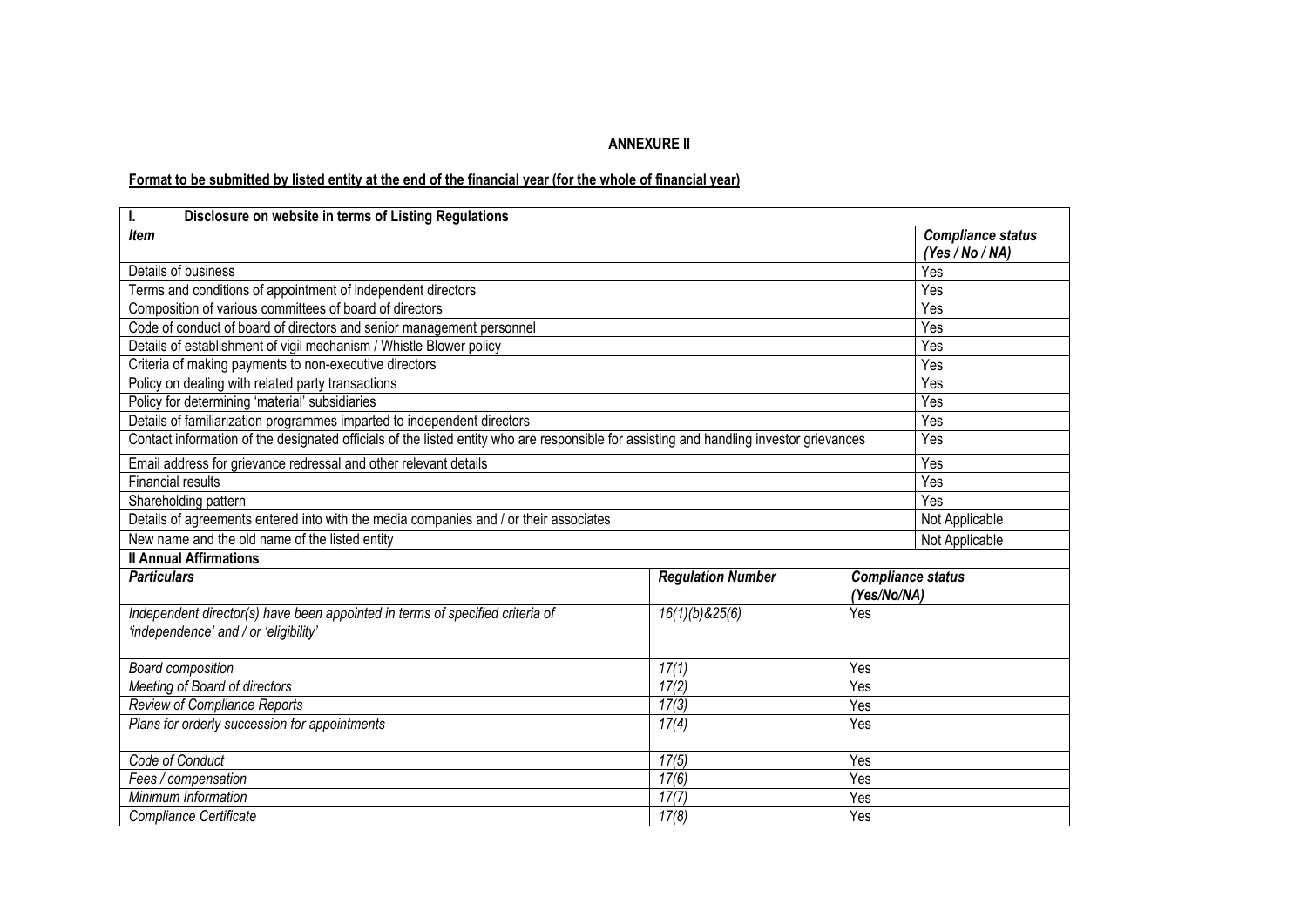**ANNEXURE II**

**Format to be submitted by listed entity at the end of the financial year (for the whole of financial year)**

| **I. Disclosure on website in terms of Listing Regulations** | |
|---|---|
| ***Item*** | ***Compliance status (Yes / No / NA)*** |
| Details of business | Yes |
| Terms and conditions of appointment of independent directors | Yes |
| Composition of various committees of board of directors | Yes |
| Code of conduct of board of directors and senior management personnel | Yes |
| Details of establishment of vigil mechanism / Whistle Blower policy | Yes |
| Criteria of making payments to non-executive directors | Yes |
| Policy on dealing with related party transactions | Yes |
| Policy for determining 'material' subsidiaries | Yes |
| Details of familiarization programmes imparted to independent directors | Yes |
| Contact information of the designated officials of the listed entity who are responsible for assisting and handling investor grievances | Yes |
| Email address for grievance redressal and other relevant details | Yes |
| Financial results | Yes |
| Shareholding pattern | Yes |
| Details of agreements entered into with the media companies and / or their associates | Not Applicable |
| New name and the old name of the listed entity | Not Applicable |

| **II Annual Affirmations** | | |
|---|---|---|
| ***Particulars*** | ***Regulation Number*** | ***Compliance status (Yes/No/NA)*** |
| *Independent director(s) have been appointed in terms of specified criteria of 'independence' and / or 'eligibility'* | *16(1)(b)&25(6)* | Yes |
| *Board composition* | *17(1)* | Yes |
| *Meeting of Board of directors* | *17(2)* | Yes |
| *Review of Compliance Reports* | *17(3)* | Yes |
| *Plans for orderly succession for appointments* | *17(4)* | Yes |
| *Code of Conduct* | *17(5)* | Yes |
| *Fees / compensation* | *17(6)* | Yes |
| *Minimum Information* | *17(7)* | Yes |
| *Compliance Certificate* | *17(8)* | Yes |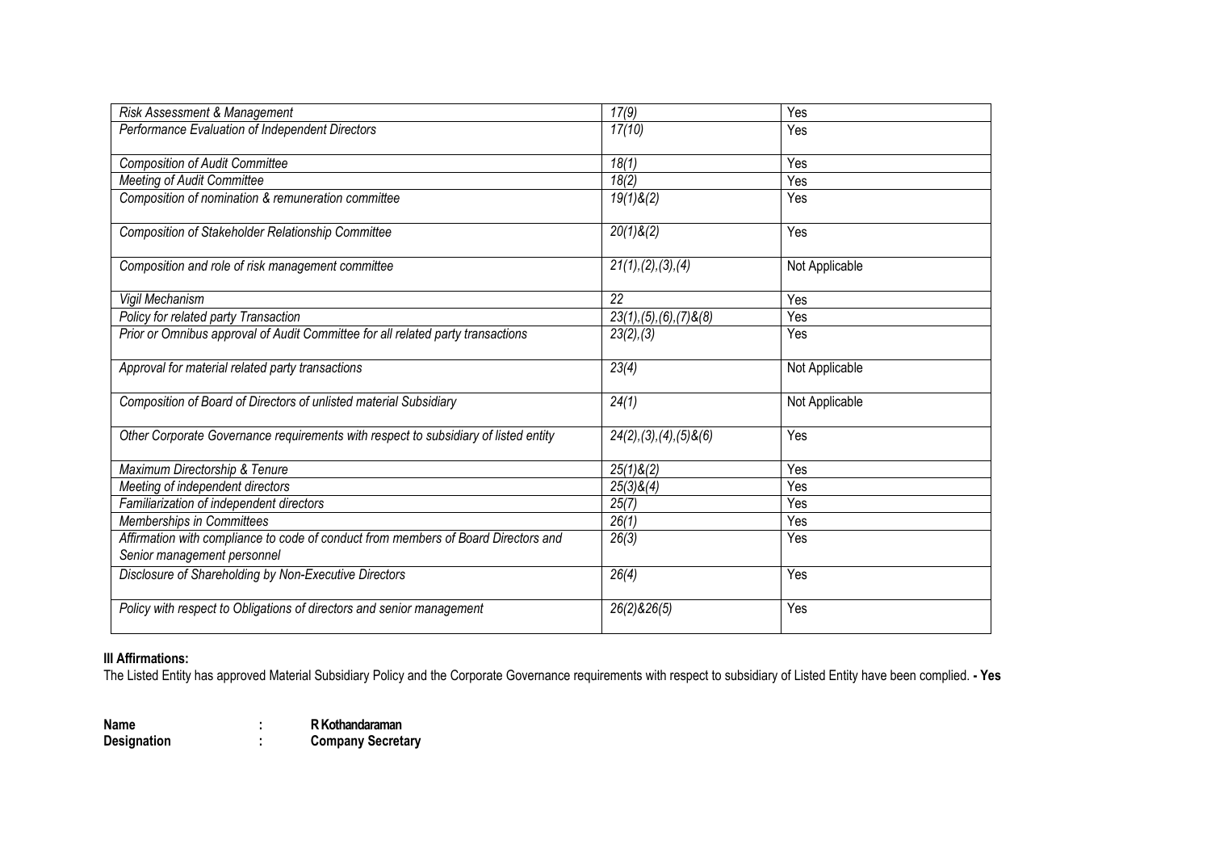| | | |
|---|---|---|
| *Risk Assessment & Management* | *17(9)* | Yes |
| *Performance Evaluation of Independent Directors* | *17(10)* | Yes |
| *Composition of Audit Committee* | *18(1)* | Yes |
| *Meeting of Audit Committee* | *18(2)* | Yes |
| *Composition of nomination & remuneration committee* | *19(1)&(2)* | Yes |
| *Composition of Stakeholder Relationship Committee* | *20(1)&(2)* | Yes |
| *Composition and role of risk management committee* | *21(1),(2),(3),(4)* | Not Applicable |
| *Vigil Mechanism* | *22* | Yes |
| *Policy for related party Transaction* | *23(1),(5),(6),(7)&(8)* | Yes |
| *Prior or Omnibus approval of Audit Committee for all related party transactions* | *23(2),(3)* | Yes |
| *Approval for material related party transactions* | *23(4)* | Not Applicable |
| *Composition of Board of Directors of unlisted material Subsidiary* | *24(1)* | Not Applicable |
| *Other Corporate Governance requirements with respect to subsidiary of listed entity* | *24(2),(3),(4),(5)&(6)* | Yes |
| *Maximum Directorship & Tenure* | *25(1)&(2)* | Yes |
| *Meeting of independent directors* | *25(3)&(4)* | Yes |
| *Familiarization of independent directors* | *25(7)* | Yes |
| *Memberships in Committees* | *26(1)* | Yes |
| *Affirmation with compliance to code of conduct from members of Board Directors and Senior management personnel* | *26(3)* | Yes |
| *Disclosure of Shareholding by Non-Executive Directors* | *26(4)* | Yes |
| *Policy with respect to Obligations of directors and senior management* | *26(2)&26(5)* | Yes |

**III Affirmations:**

The Listed Entity has approved Material Subsidiary Policy and the Corporate Governance requirements with respect to subsidiary of Listed Entity have been complied. **- Yes**

**Name** : **R Kothandaraman**
**Designation** : **Company Secretary**